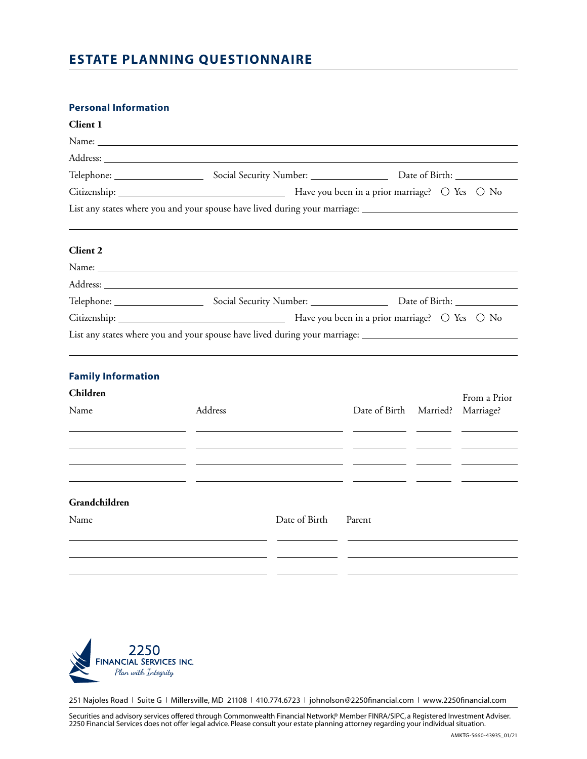# ESTATE PLANNING QUESTIONNAIRE

## Personal Information

### Client 1

Name: ______________________________________________

Address: ______________________________________________

Telephone: ____________ Social Security Number: ____________ Date of Birth: ____________

Citizenship: ____________________ Have you been in a prior marriage? ○ Yes ○ No

List any states where you and your spouse have lived during your marriage: ______________________

______________________________________________

### Client 2

Name: ______________________________________________

Address: ______________________________________________

Telephone: ____________ Social Security Number: ____________ Date of Birth: ____________

Citizenship: ____________________ Have you been in a prior marriage? ○ Yes ○ No

List any states where you and your spouse have lived during your marriage: ______________________

______________________________________________

## Family Information

### Children

| Name | Address | Date of Birth | Married? | From a Prior Marriage? |
|---|---|---|---|---|
| | | | | |
| | | | | |
| | | | | |
| | | | | |

### Grandchildren

| Name | Date of Birth | Parent |
|---|---|---|
| | | |
| | | |
| | | |

2250 FINANCIAL SERVICES INC.
*Plan with Integrity*

251 Najoles Road | Suite G | Millersville, MD 21108 | 410.774.6723 | johnolson@2250financial.com | www.2250financial.com

Securities and advisory services offered through Commonwealth Financial Network®, Member FINRA/SIPC, a Registered Investment Adviser. 2250 Financial Services does not offer legal advice. Please consult your estate planning attorney regarding your individual situation.

AMKTG-5660-43935_01/21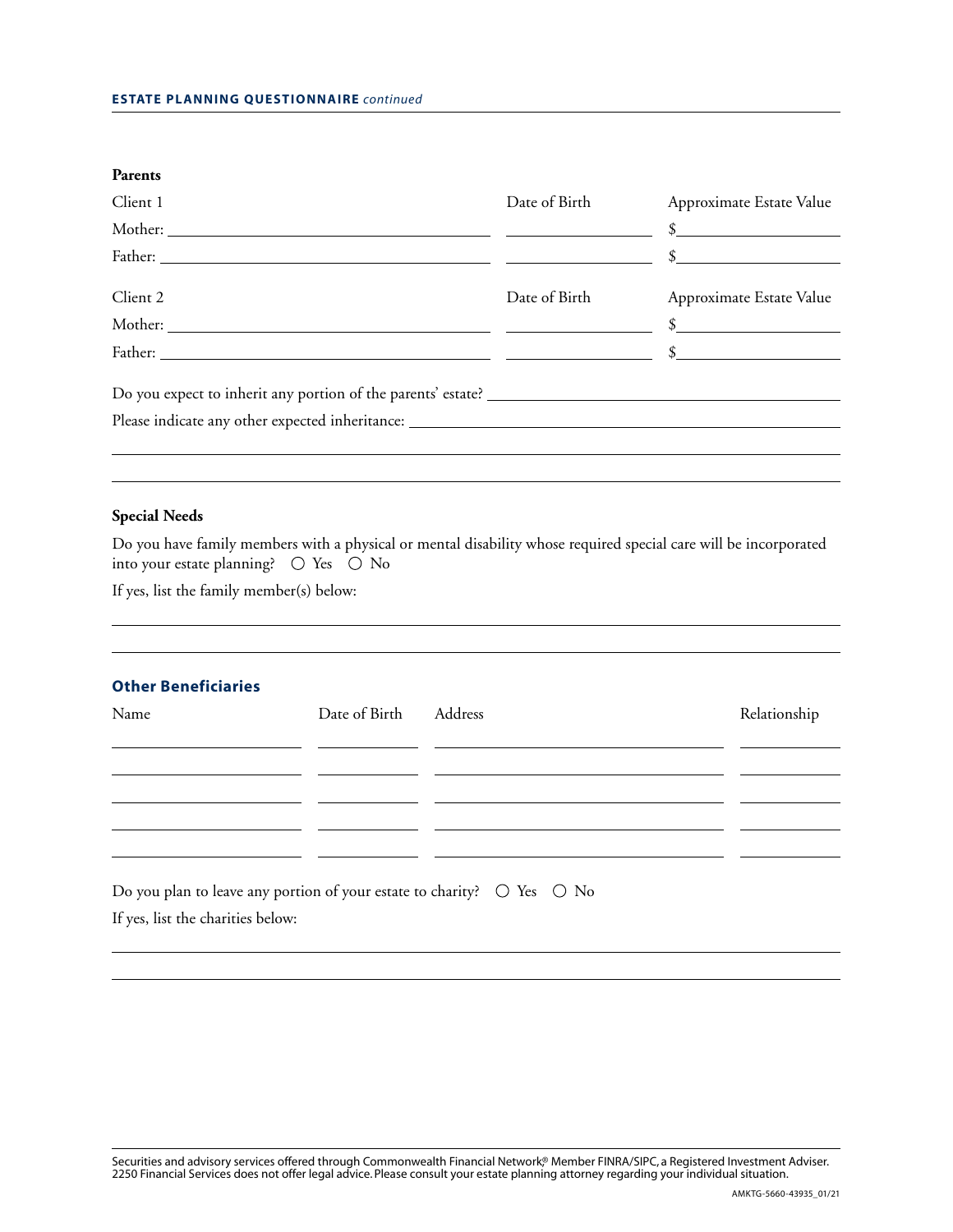**Parents**

| Client 1 | Date of Birth | Approximate Estate Value |
|---|---|---|
| Mother: ______________________ | ____________ | $____________ |
| Father: ______________________ | ____________ | $____________ |

| Client 2 | Date of Birth | Approximate Estate Value |
|---|---|---|
| Mother: ______________________ | ____________ | $____________ |
| Father: ______________________ | ____________ | $____________ |

Do you expect to inherit any portion of the parents' estate? ______________________

Please indicate any other expected inheritance: ______________________

______________________________________________

______________________________________________

**Special Needs**

Do you have family members with a physical or mental disability whose required special care will be incorporated into your estate planning? ○ Yes ○ No

If yes, list the family member(s) below:

______________________________________________

______________________________________________

## Other Beneficiaries

| Name | Date of Birth | Address | Relationship |
|---|---|---|---|
| | | | |
| | | | |
| | | | |
| | | | |
| | | | |

Do you plan to leave any portion of your estate to charity? ○ Yes ○ No

If yes, list the charities below:

______________________________________________

______________________________________________

Securities and advisory services offered through Commonwealth Financial Network®, Member FINRA/SIPC, a Registered Investment Adviser. 2250 Financial Services does not offer legal advice. Please consult your estate planning attorney regarding your individual situation.

AMKTG-5660-43935_01/21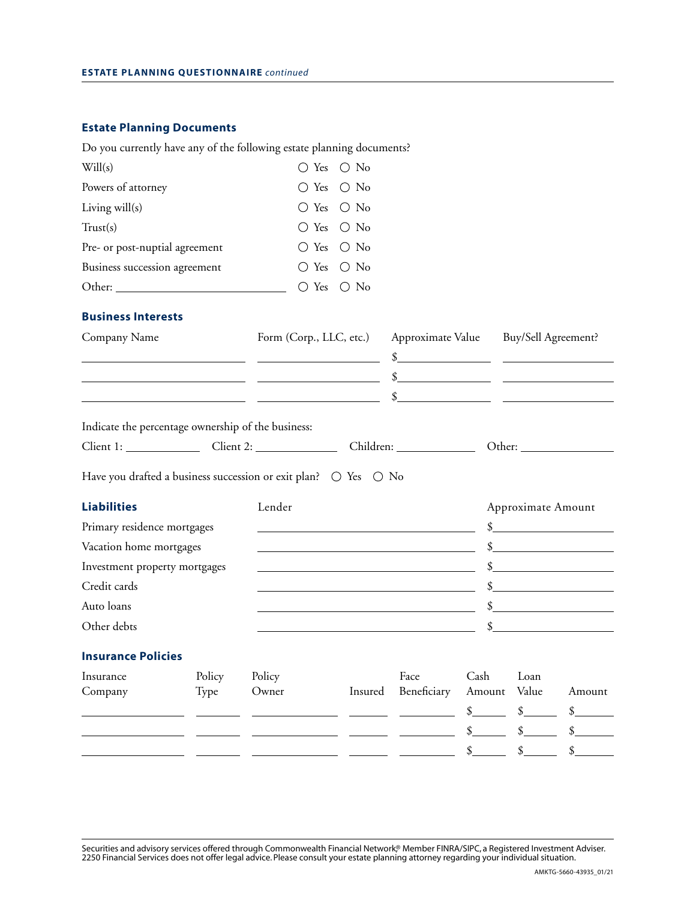## Estate Planning Documents

Do you currently have any of the following estate planning documents?

| | |
|---|---|
| Will(s) | ○ Yes ○ No |
| Powers of attorney | ○ Yes ○ No |
| Living will(s) | ○ Yes ○ No |
| Trust(s) | ○ Yes ○ No |
| Pre- or post-nuptial agreement | ○ Yes ○ No |
| Business succession agreement | ○ Yes ○ No |
| Other: ____________________ | ○ Yes ○ No |

## Business Interests

| Company Name | Form (Corp., LLC, etc.) | Approximate Value | Buy/Sell Agreement? |
|---|---|---|---|
| | | $ | |
| | | $ | |
| | | $ | |

Indicate the percentage ownership of the business:

Client 1: __________ Client 2: __________ Children: __________ Other: __________

Have you drafted a business succession or exit plan? ○ Yes ○ No

## Liabilities

| Liabilities | Lender | Approximate Amount |
|---|---|---|
| Primary residence mortgages | | $ |
| Vacation home mortgages | | $ |
| Investment property mortgages | | $ |
| Credit cards | | $ |
| Auto loans | | $ |
| Other debts | | $ |

## Insurance Policies

| Insurance Company | Policy Type | Policy Owner | Insured | Face Beneficiary | Cash Amount | Loan Value | Amount |
|---|---|---|---|---|---|---|---|
| | | | | | $ | $ | $ |
| | | | | | $ | $ | $ |
| | | | | | $ | $ | $ |

Securities and advisory services offered through Commonwealth Financial Network®, Member FINRA/SIPC, a Registered Investment Adviser. 2250 Financial Services does not offer legal advice. Please consult your estate planning attorney regarding your individual situation.

AMKTG-5660-43935_01/21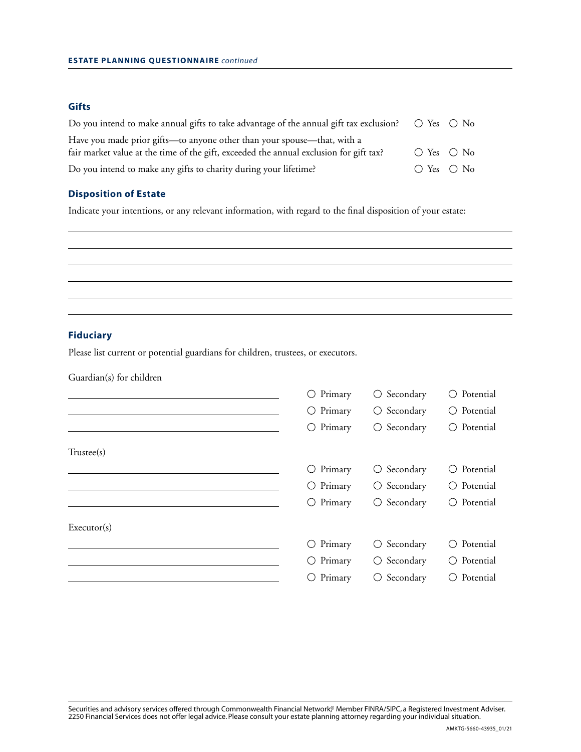## Gifts

Do you intend to make annual gifts to take advantage of the annual gift tax exclusion? ○ Yes ○ No

Have you made prior gifts—to anyone other than your spouse—that, with a fair market value at the time of the gift, exceeded the annual exclusion for gift tax? ○ Yes ○ No

Do you intend to make any gifts to charity during your lifetime? ○ Yes ○ No

## Disposition of Estate

Indicate your intentions, or any relevant information, with regard to the final disposition of your estate:

______________________________________________________________________

______________________________________________________________________

______________________________________________________________________

______________________________________________________________________

______________________________________________________________________

______________________________________________________________________

## Fiduciary

Please list current or potential guardians for children, trustees, or executors.

Guardian(s) for children

| Name | | | |
|---|---|---|---|
| ____________________ | ○ Primary | ○ Secondary | ○ Potential |
| ____________________ | ○ Primary | ○ Secondary | ○ Potential |
| ____________________ | ○ Primary | ○ Secondary | ○ Potential |

Trustee(s)

| Name | | | |
|---|---|---|---|
| ____________________ | ○ Primary | ○ Secondary | ○ Potential |
| ____________________ | ○ Primary | ○ Secondary | ○ Potential |
| ____________________ | ○ Primary | ○ Secondary | ○ Potential |

Executor(s)

| Name | | | |
|---|---|---|---|
| ____________________ | ○ Primary | ○ Secondary | ○ Potential |
| ____________________ | ○ Primary | ○ Secondary | ○ Potential |
| ____________________ | ○ Primary | ○ Secondary | ○ Potential |

Securities and advisory services offered through Commonwealth Financial Network®, Member FINRA/SIPC, a Registered Investment Adviser. 2250 Financial Services does not offer legal advice. Please consult your estate planning attorney regarding your individual situation.

AMKTG-5660-43935_01/21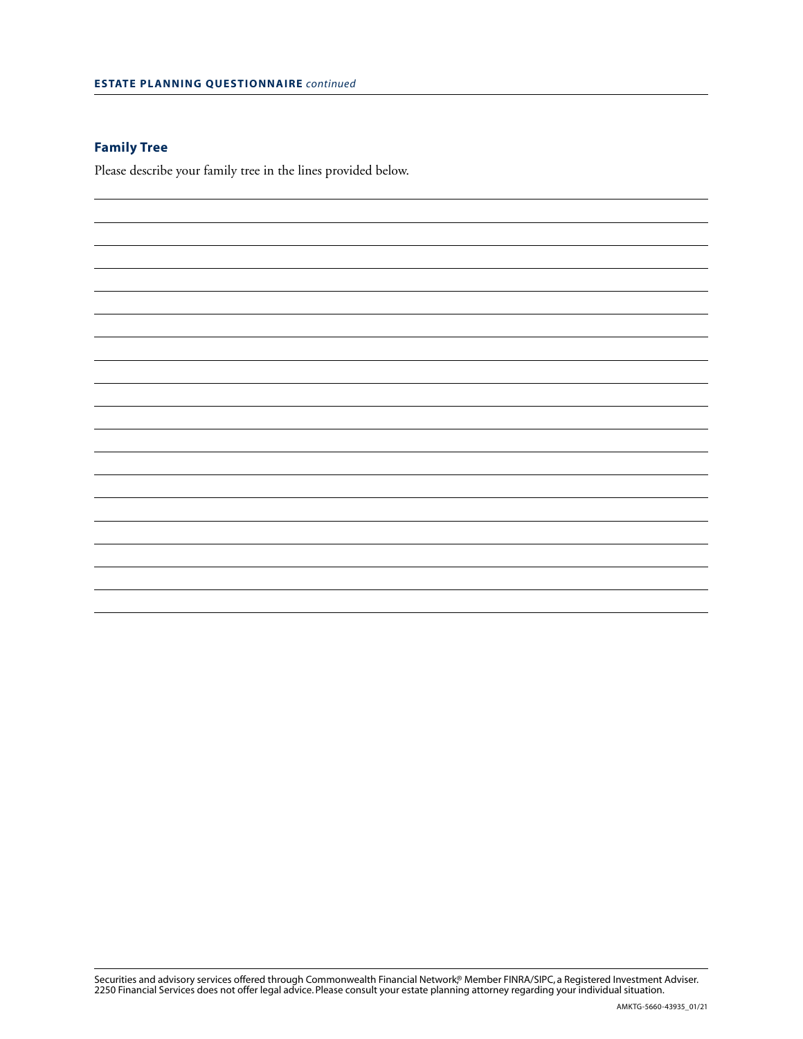## Family Tree

Please describe your family tree in the lines provided below.

Securities and advisory services offered through Commonwealth Financial Network®, Member FINRA/SIPC, a Registered Investment Adviser. 2250 Financial Services does not offer legal advice. Please consult your estate planning attorney regarding your individual situation.

AMKTG-5660-43935_01/21